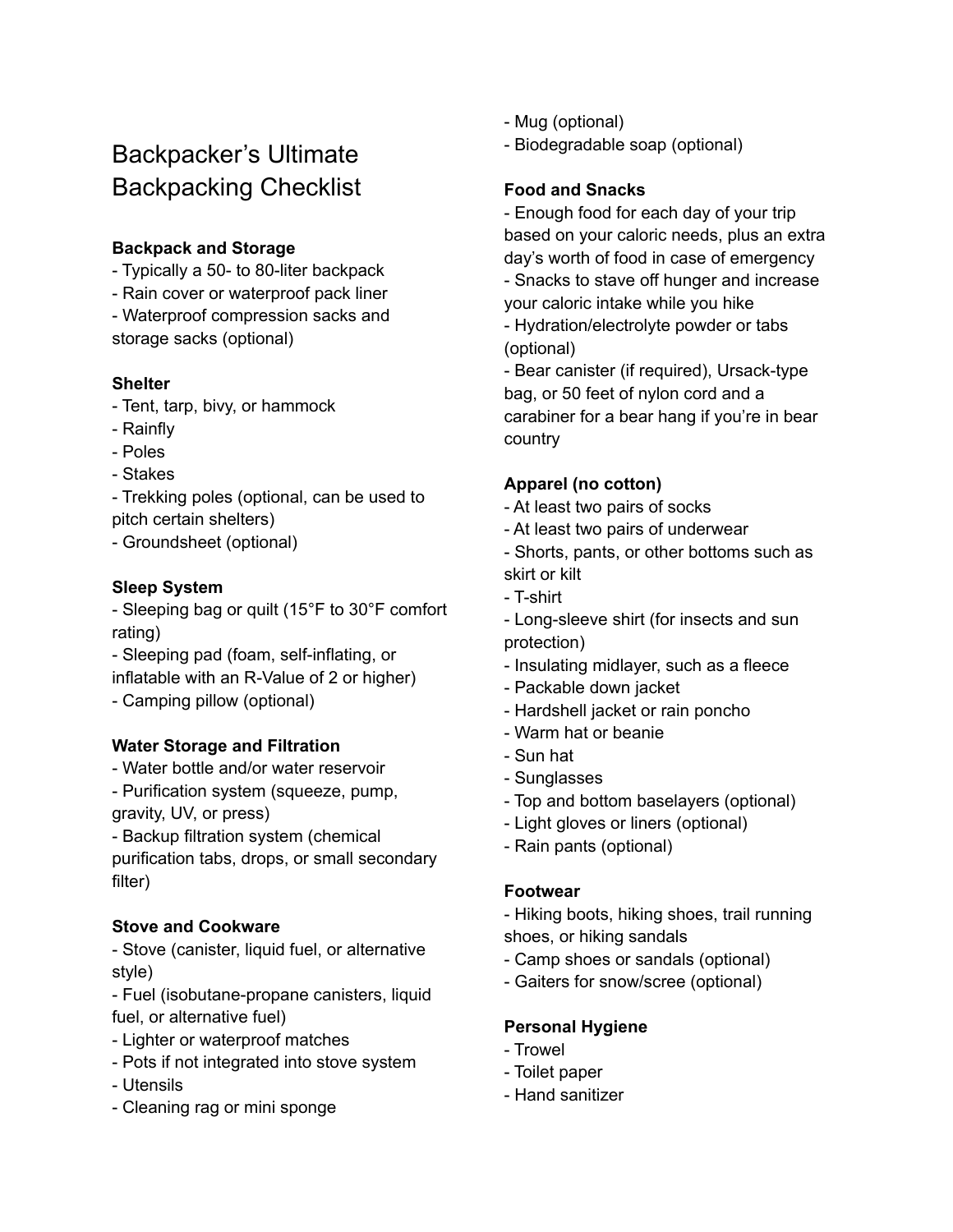# Backpacker's Ultimate Backpacking Checklist

**Backpack and Storage**

- Typically a 50- to 80-liter backpack
- Rain cover or waterproof pack liner
- Waterproof compression sacks and storage sacks (optional)

**Shelter**

- Tent, tarp, bivy, or hammock
- Rainfly
- Poles
- Stakes
- Trekking poles (optional, can be used to pitch certain shelters)
- Groundsheet (optional)

**Sleep System**

- Sleeping bag or quilt (15°F to 30°F comfort rating)
- Sleeping pad (foam, self-inflating, or inflatable with an R-Value of 2 or higher)
- Camping pillow (optional)

**Water Storage and Filtration**

- Water bottle and/or water reservoir
- Purification system (squeeze, pump, gravity, UV, or press)
- Backup filtration system (chemical purification tabs, drops, or small secondary filter)

**Stove and Cookware**

- Stove (canister, liquid fuel, or alternative style)
- Fuel (isobutane-propane canisters, liquid fuel, or alternative fuel)
- Lighter or waterproof matches
- Pots if not integrated into stove system
- Utensils
- Cleaning rag or mini sponge
- Mug (optional)
- Biodegradable soap (optional)

**Food and Snacks**

- Enough food for each day of your trip based on your caloric needs, plus an extra day's worth of food in case of emergency
- Snacks to stave off hunger and increase your caloric intake while you hike
- Hydration/electrolyte powder or tabs (optional)
- Bear canister (if required), Ursack-type bag, or 50 feet of nylon cord and a carabiner for a bear hang if you're in bear country

**Apparel (no cotton)**

- At least two pairs of socks
- At least two pairs of underwear
- Shorts, pants, or other bottoms such as skirt or kilt
- T-shirt
- Long-sleeve shirt (for insects and sun protection)
- Insulating midlayer, such as a fleece
- Packable down jacket
- Hardshell jacket or rain poncho
- Warm hat or beanie
- Sun hat
- Sunglasses
- Top and bottom baselayers (optional)
- Light gloves or liners (optional)
- Rain pants (optional)

**Footwear**

- Hiking boots, hiking shoes, trail running shoes, or hiking sandals
- Camp shoes or sandals (optional)
- Gaiters for snow/scree (optional)

**Personal Hygiene**

- Trowel
- Toilet paper
- Hand sanitizer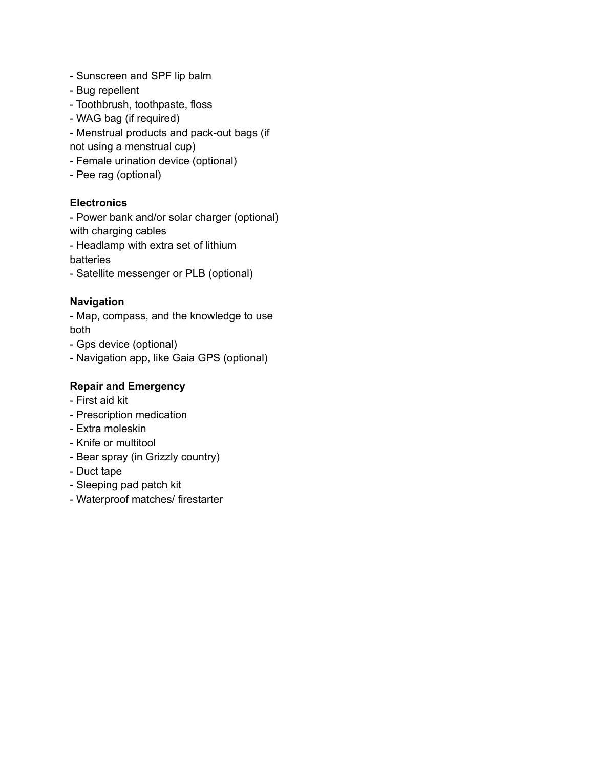- Sunscreen and SPF lip balm
- Bug repellent
- Toothbrush, toothpaste, floss
- WAG bag (if required)
- Menstrual products and pack-out bags (if not using a menstrual cup)
- Female urination device (optional)
- Pee rag (optional)

**Electronics**
- Power bank and/or solar charger (optional) with charging cables
- Headlamp with extra set of lithium batteries
- Satellite messenger or PLB (optional)

**Navigation**
- Map, compass, and the knowledge to use both
- Gps device (optional)
- Navigation app, like Gaia GPS (optional)

**Repair and Emergency**
- First aid kit
- Prescription medication
- Extra moleskin
- Knife or multitool
- Bear spray (in Grizzly country)
- Duct tape
- Sleeping pad patch kit
- Waterproof matches/ firestarter